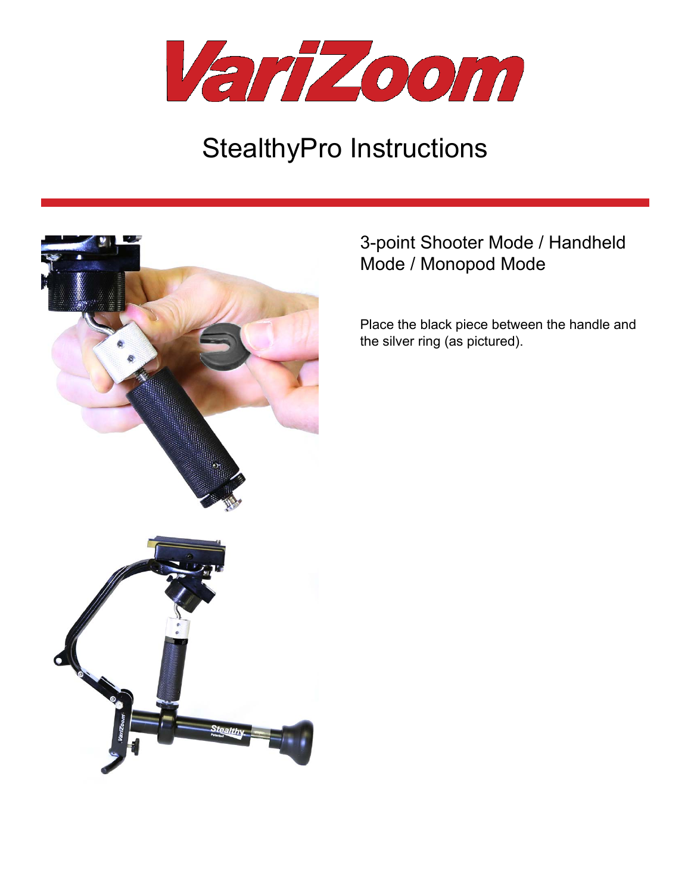# VariZoom

## StealthyPro Instructions

### 3-point Shooter Mode / Handheld Mode / Monopod Mode

Place the black piece between the handle and the silver ring (as pictured).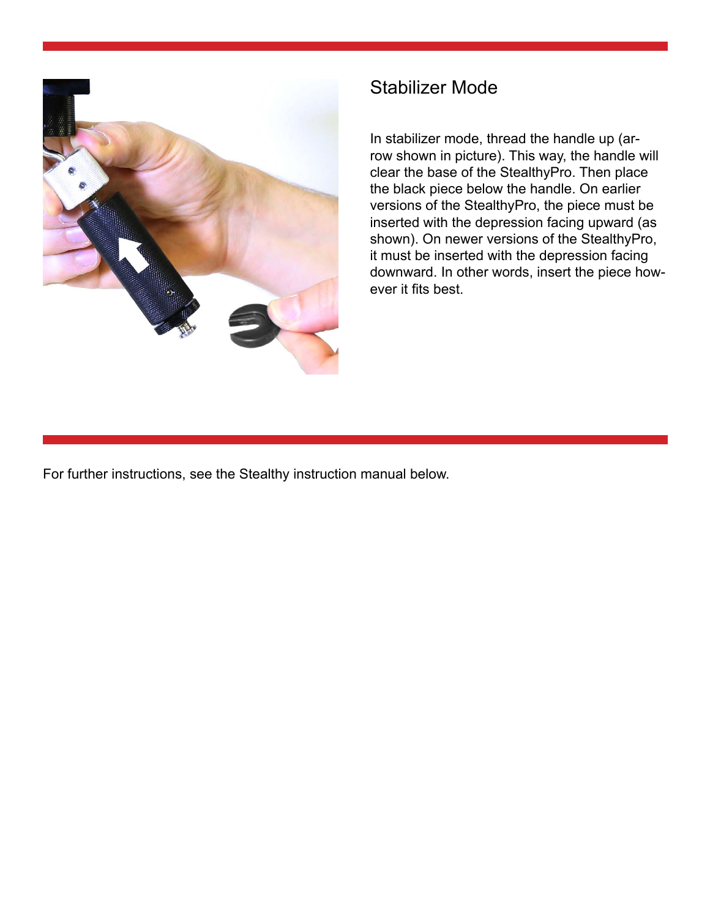## Stabilizer Mode

In stabilizer mode, thread the handle up (arrow shown in picture). This way, the handle will clear the base of the StealthyPro. Then place the black piece below the handle. On earlier versions of the StealthyPro, the piece must be inserted with the depression facing upward (as shown). On newer versions of the StealthyPro, it must be inserted with the depression facing downward. In other words, insert the piece however it fits best.

For further instructions, see the Stealthy instruction manual below.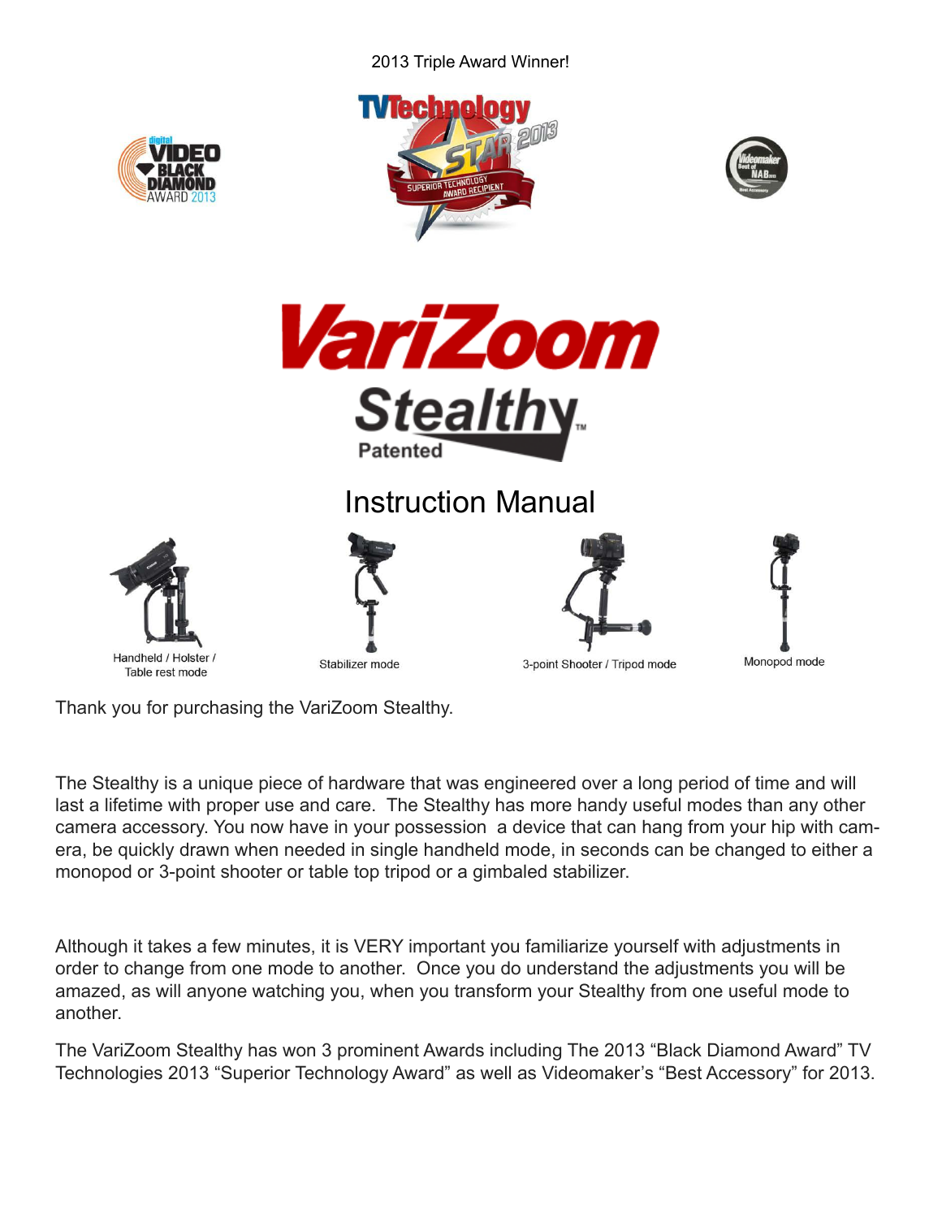2013 Triple Award Winner!

# VariZoom Stealthy

Patented

## Instruction Manual

Handheld / Holster / Table rest mode

Stabilizer mode

3-point Shooter / Tripod mode

Monopod mode

Thank you for purchasing the VariZoom Stealthy.

The Stealthy is a unique piece of hardware that was engineered over a long period of time and will last a lifetime with proper use and care. The Stealthy has more handy useful modes than any other camera accessory. You now have in your possession a device that can hang from your hip with camera, be quickly drawn when needed in single handheld mode, in seconds can be changed to either a monopod or 3-point shooter or table top tripod or a gimbaled stabilizer.

Although it takes a few minutes, it is VERY important you familiarize yourself with adjustments in order to change from one mode to another. Once you do understand the adjustments you will be amazed, as will anyone watching you, when you transform your Stealthy from one useful mode to another.

The VariZoom Stealthy has won 3 prominent Awards including The 2013 "Black Diamond Award" TV Technologies 2013 "Superior Technology Award" as well as Videomaker's "Best Accessory" for 2013.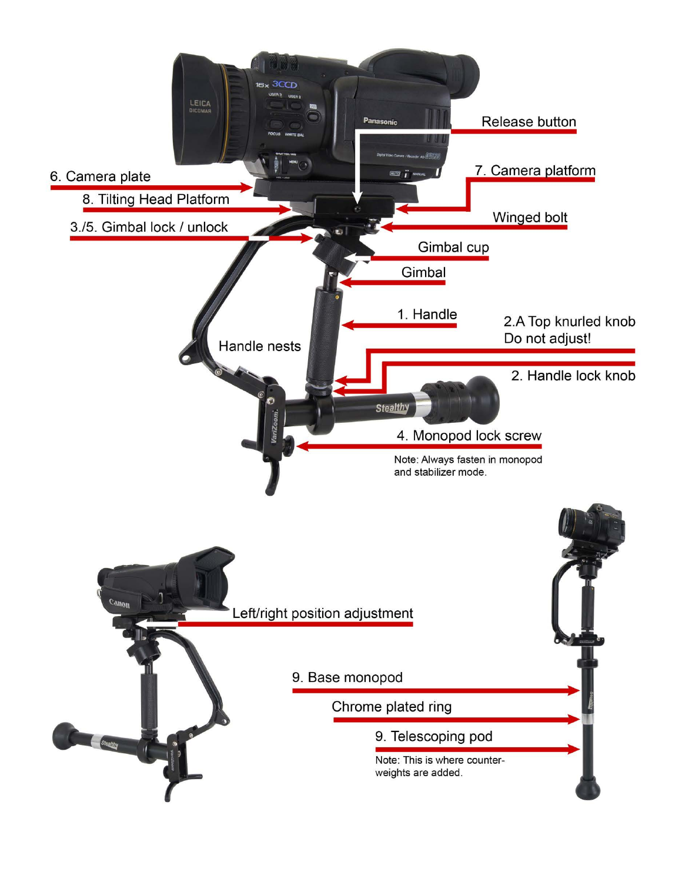Release button

6. Camera plate

7. Camera platform

8. Tilting Head Platform

Winged bolt

3./5. Gimbal lock / unlock

Gimbal cup

Gimbal

1. Handle

2.A Top knurled knob
Do not adjust!

Handle nests

2. Handle lock knob

4. Monopod lock screw

Note: Always fasten in monopod and stabilizer mode.

Left/right position adjustment

9. Base monopod

Chrome plated ring

9. Telescoping pod

Note: This is where counter-weights are added.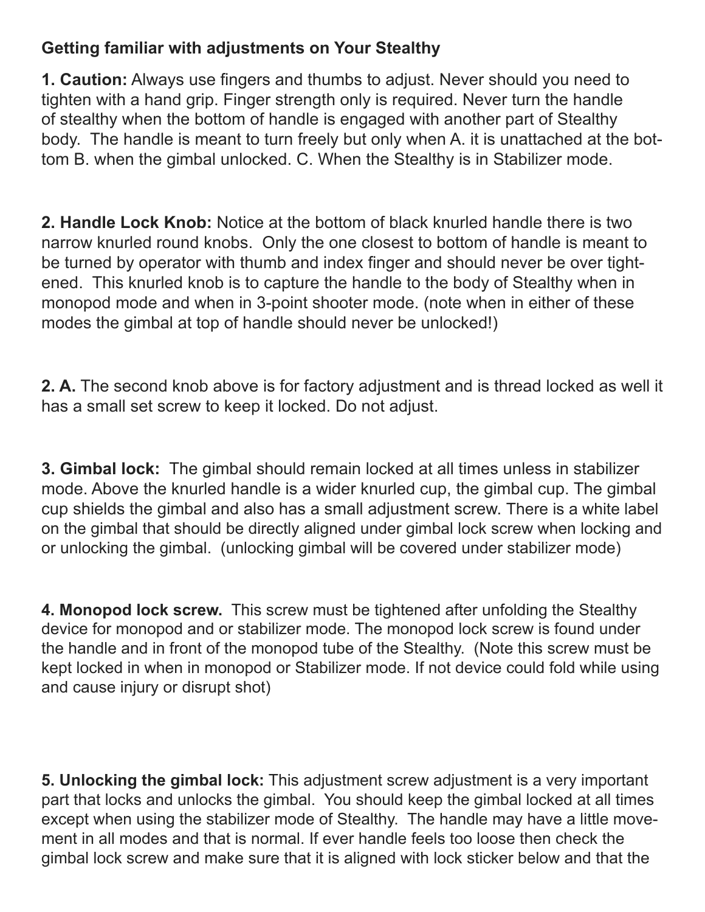## Getting familiar with adjustments on Your Stealthy

**1. Caution:** Always use fingers and thumbs to adjust. Never should you need to tighten with a hand grip. Finger strength only is required. Never turn the handle of stealthy when the bottom of handle is engaged with another part of Stealthy body. The handle is meant to turn freely but only when A. it is unattached at the bottom B. when the gimbal unlocked. C. When the Stealthy is in Stabilizer mode.

**2. Handle Lock Knob:** Notice at the bottom of black knurled handle there is two narrow knurled round knobs. Only the one closest to bottom of handle is meant to be turned by operator with thumb and index finger and should never be over tightened. This knurled knob is to capture the handle to the body of Stealthy when in monopod mode and when in 3-point shooter mode. (note when in either of these modes the gimbal at top of handle should never be unlocked!)

**2. A.** The second knob above is for factory adjustment and is thread locked as well it has a small set screw to keep it locked. Do not adjust.

**3. Gimbal lock:** The gimbal should remain locked at all times unless in stabilizer mode. Above the knurled handle is a wider knurled cup, the gimbal cup. The gimbal cup shields the gimbal and also has a small adjustment screw. There is a white label on the gimbal that should be directly aligned under gimbal lock screw when locking and or unlocking the gimbal. (unlocking gimbal will be covered under stabilizer mode)

**4. Monopod lock screw.** This screw must be tightened after unfolding the Stealthy device for monopod and or stabilizer mode. The monopod lock screw is found under the handle and in front of the monopod tube of the Stealthy. (Note this screw must be kept locked in when in monopod or Stabilizer mode. If not device could fold while using and cause injury or disrupt shot)

**5. Unlocking the gimbal lock:** This adjustment screw adjustment is a very important part that locks and unlocks the gimbal. You should keep the gimbal locked at all times except when using the stabilizer mode of Stealthy. The handle may have a little movement in all modes and that is normal. If ever handle feels too loose then check the gimbal lock screw and make sure that it is aligned with lock sticker below and that the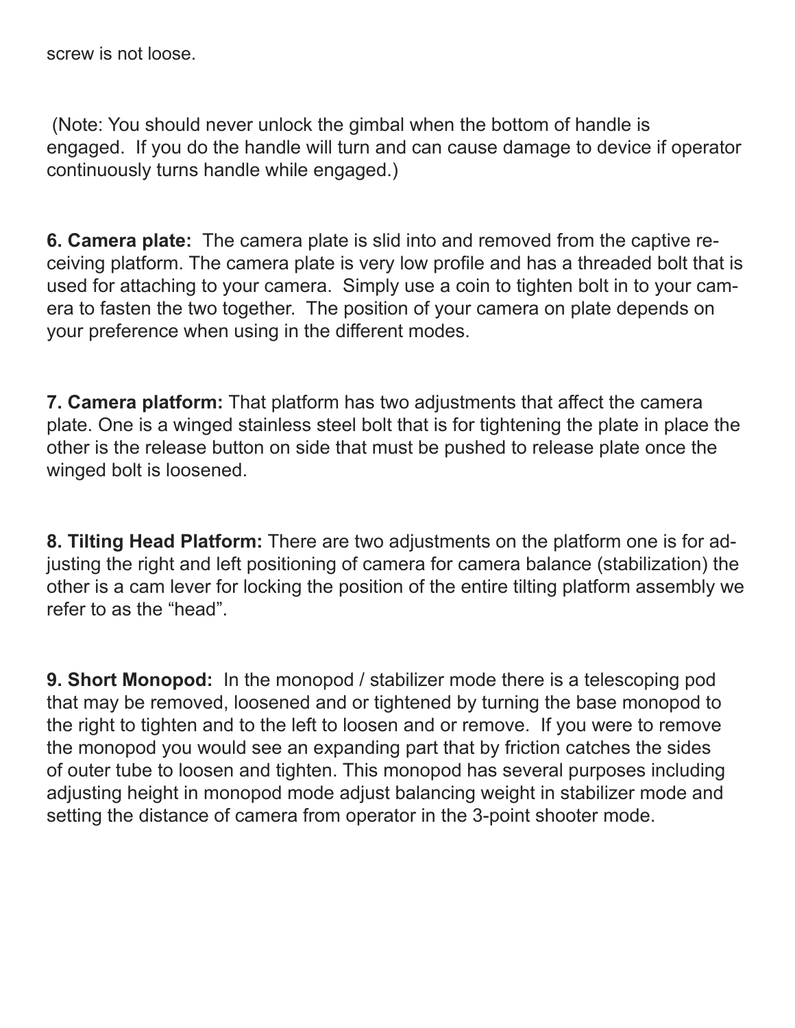screw is not loose.

(Note: You should never unlock the gimbal when the bottom of handle is engaged. If you do the handle will turn and can cause damage to device if operator continuously turns handle while engaged.)

**6. Camera plate:** The camera plate is slid into and removed from the captive receiving platform. The camera plate is very low profile and has a threaded bolt that is used for attaching to your camera. Simply use a coin to tighten bolt in to your camera to fasten the two together. The position of your camera on plate depends on your preference when using in the different modes.

**7. Camera platform:** That platform has two adjustments that affect the camera plate. One is a winged stainless steel bolt that is for tightening the plate in place the other is the release button on side that must be pushed to release plate once the winged bolt is loosened.

**8. Tilting Head Platform:** There are two adjustments on the platform one is for adjusting the right and left positioning of camera for camera balance (stabilization) the other is a cam lever for locking the position of the entire tilting platform assembly we refer to as the “head”.

**9. Short Monopod:** In the monopod / stabilizer mode there is a telescoping pod that may be removed, loosened and or tightened by turning the base monopod to the right to tighten and to the left to loosen and or remove. If you were to remove the monopod you would see an expanding part that by friction catches the sides of outer tube to loosen and tighten. This monopod has several purposes including adjusting height in monopod mode adjust balancing weight in stabilizer mode and setting the distance of camera from operator in the 3-point shooter mode.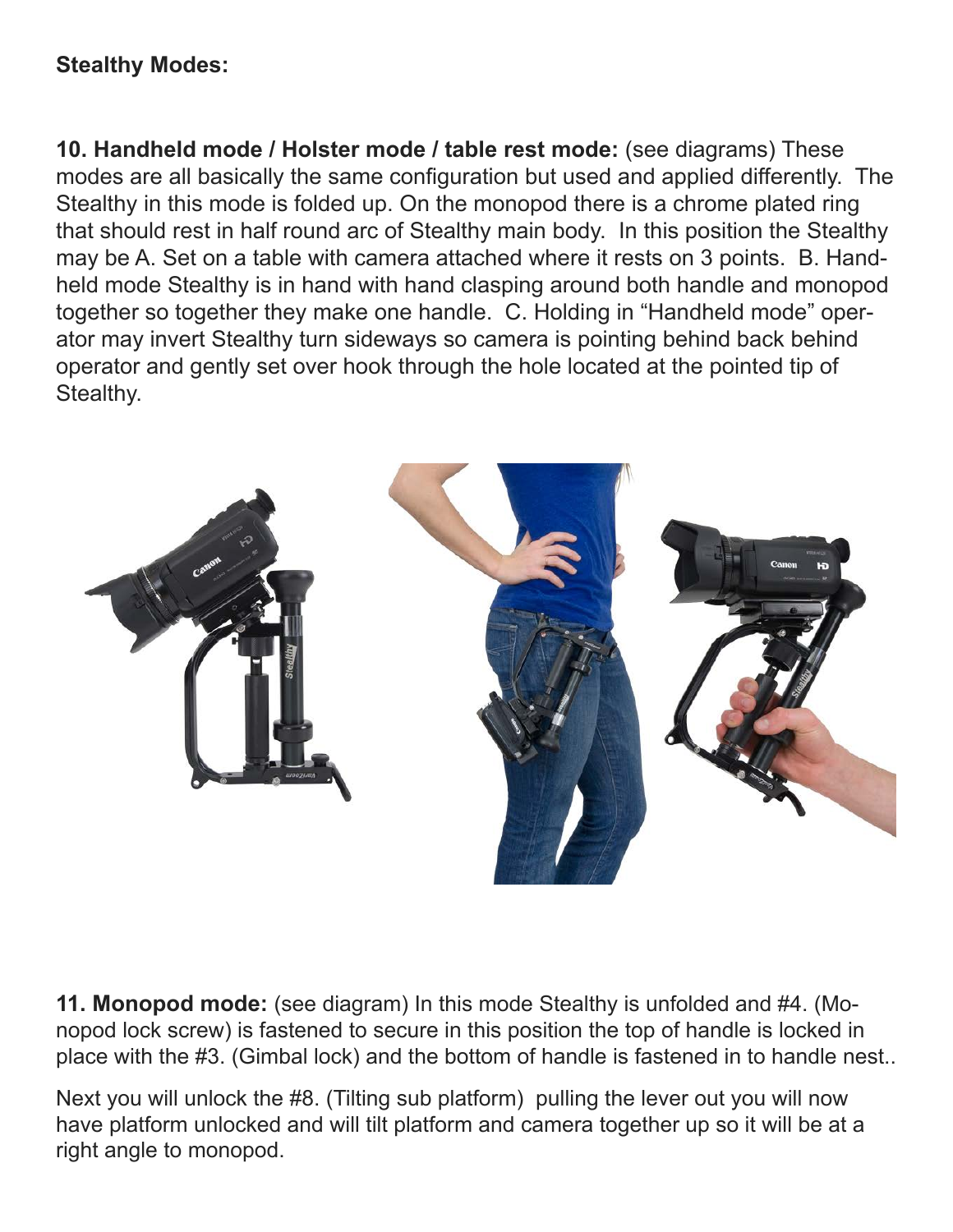**Stealthy Modes:**

**10. Handheld mode / Holster mode / table rest mode:** (see diagrams) These modes are all basically the same configuration but used and applied differently. The Stealthy in this mode is folded up. On the monopod there is a chrome plated ring that should rest in half round arc of Stealthy main body. In this position the Stealthy may be A. Set on a table with camera attached where it rests on 3 points. B. Handheld mode Stealthy is in hand with hand clasping around both handle and monopod together so together they make one handle. C. Holding in "Handheld mode" operator may invert Stealthy turn sideways so camera is pointing behind back behind operator and gently set over hook through the hole located at the pointed tip of Stealthy.

**11. Monopod mode:** (see diagram) In this mode Stealthy is unfolded and #4. (Monopod lock screw) is fastened to secure in this position the top of handle is locked in place with the #3. (Gimbal lock) and the bottom of handle is fastened in to handle nest..

Next you will unlock the #8. (Tilting sub platform) pulling the lever out you will now have platform unlocked and will tilt platform and camera together up so it will be at a right angle to monopod.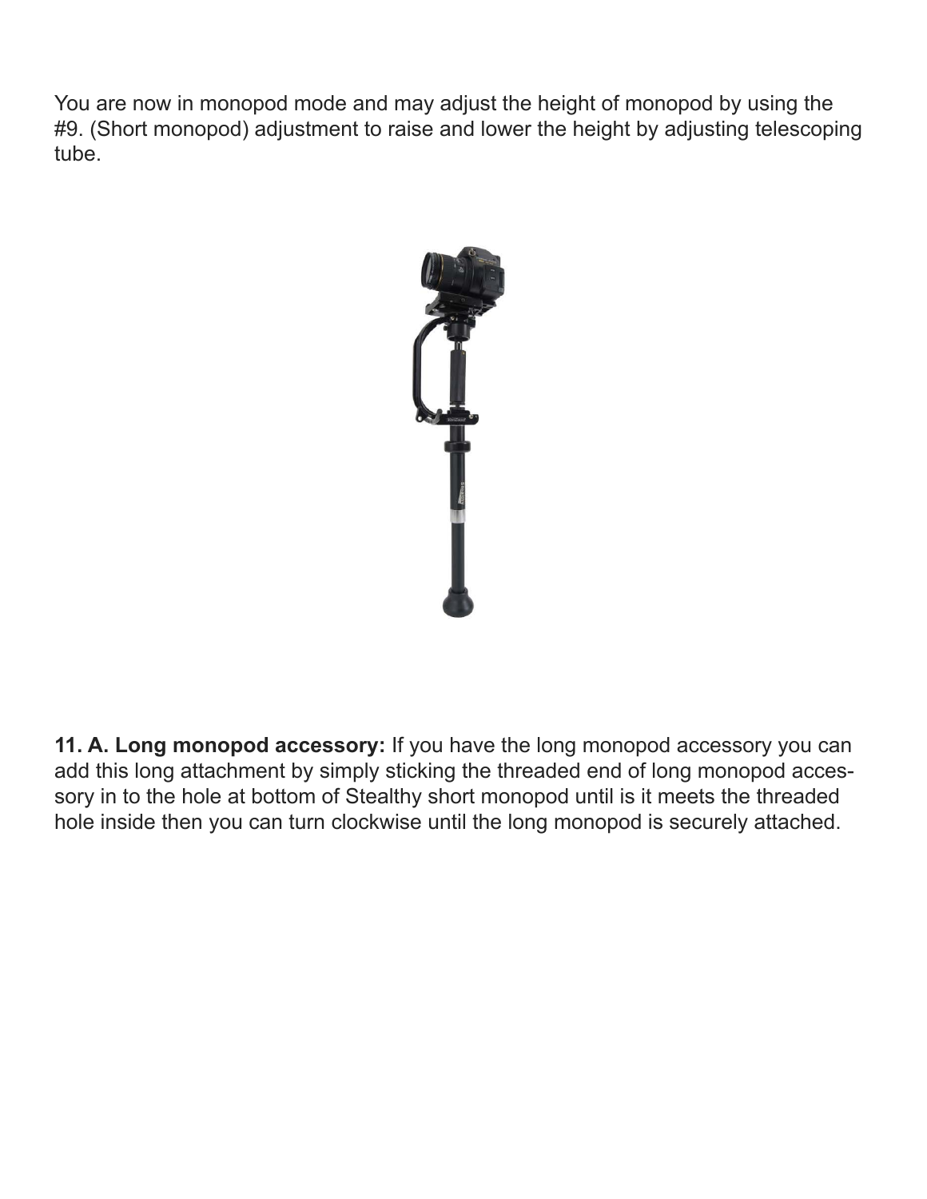You are now in monopod mode and may adjust the height of monopod by using the #9. (Short monopod) adjustment to raise and lower the height by adjusting telescoping tube.

**11. A. Long monopod accessory:** If you have the long monopod accessory you can add this long attachment by simply sticking the threaded end of long monopod accessory in to the hole at bottom of Stealthy short monopod until is it meets the threaded hole inside then you can turn clockwise until the long monopod is securely attached.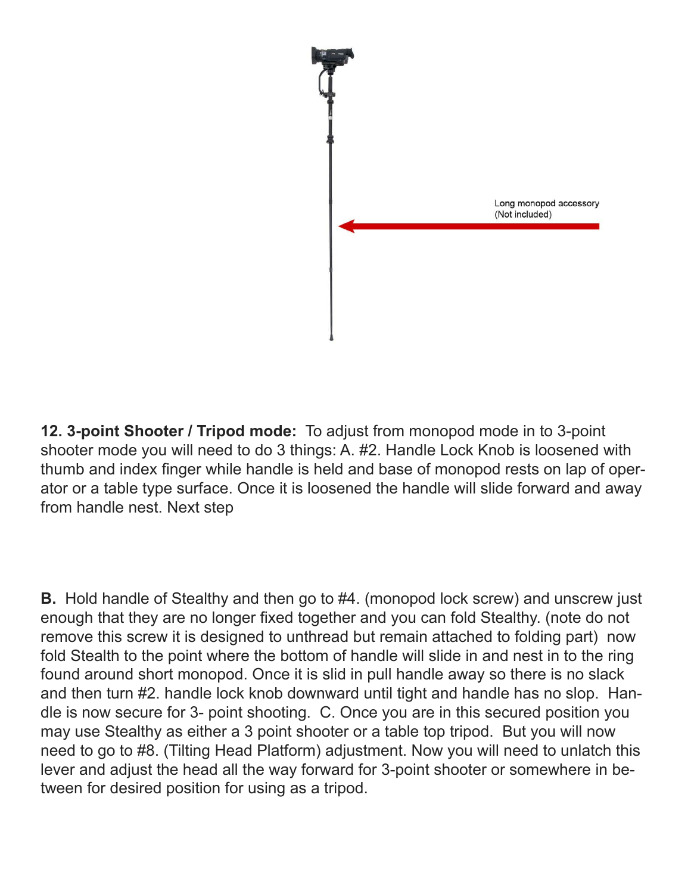Long monopod accessory
(Not included)

**12. 3-point Shooter / Tripod mode:** To adjust from monopod mode in to 3-point shooter mode you will need to do 3 things: A. #2. Handle Lock Knob is loosened with thumb and index finger while handle is held and base of monopod rests on lap of operator or a table type surface. Once it is loosened the handle will slide forward and away from handle nest. Next step

**B.** Hold handle of Stealthy and then go to #4. (monopod lock screw) and unscrew just enough that they are no longer fixed together and you can fold Stealthy. (note do not remove this screw it is designed to unthread but remain attached to folding part) now fold Stealth to the point where the bottom of handle will slide in and nest in to the ring found around short monopod. Once it is slid in pull handle away so there is no slack and then turn #2. handle lock knob downward until tight and handle has no slop. Handle is now secure for 3- point shooting. C. Once you are in this secured position you may use Stealthy as either a 3 point shooter or a table top tripod. But you will now need to go to #8. (Tilting Head Platform) adjustment. Now you will need to unlatch this lever and adjust the head all the way forward for 3-point shooter or somewhere in between for desired position for using as a tripod.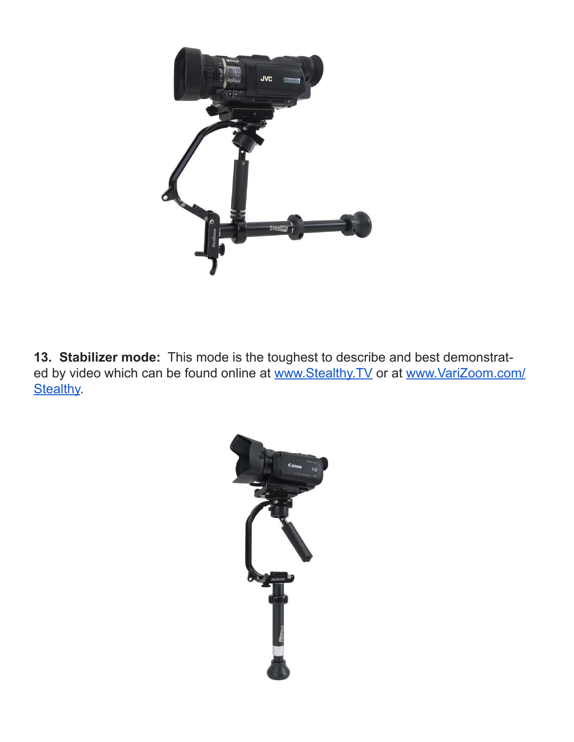**13. Stabilizer mode:** This mode is the toughest to describe and best demonstrated by video which can be found online at [www.Stealthy.TV](http://www.Stealthy.TV) or at [www.VariZoom.com/Stealthy](http://www.VariZoom.com/Stealthy).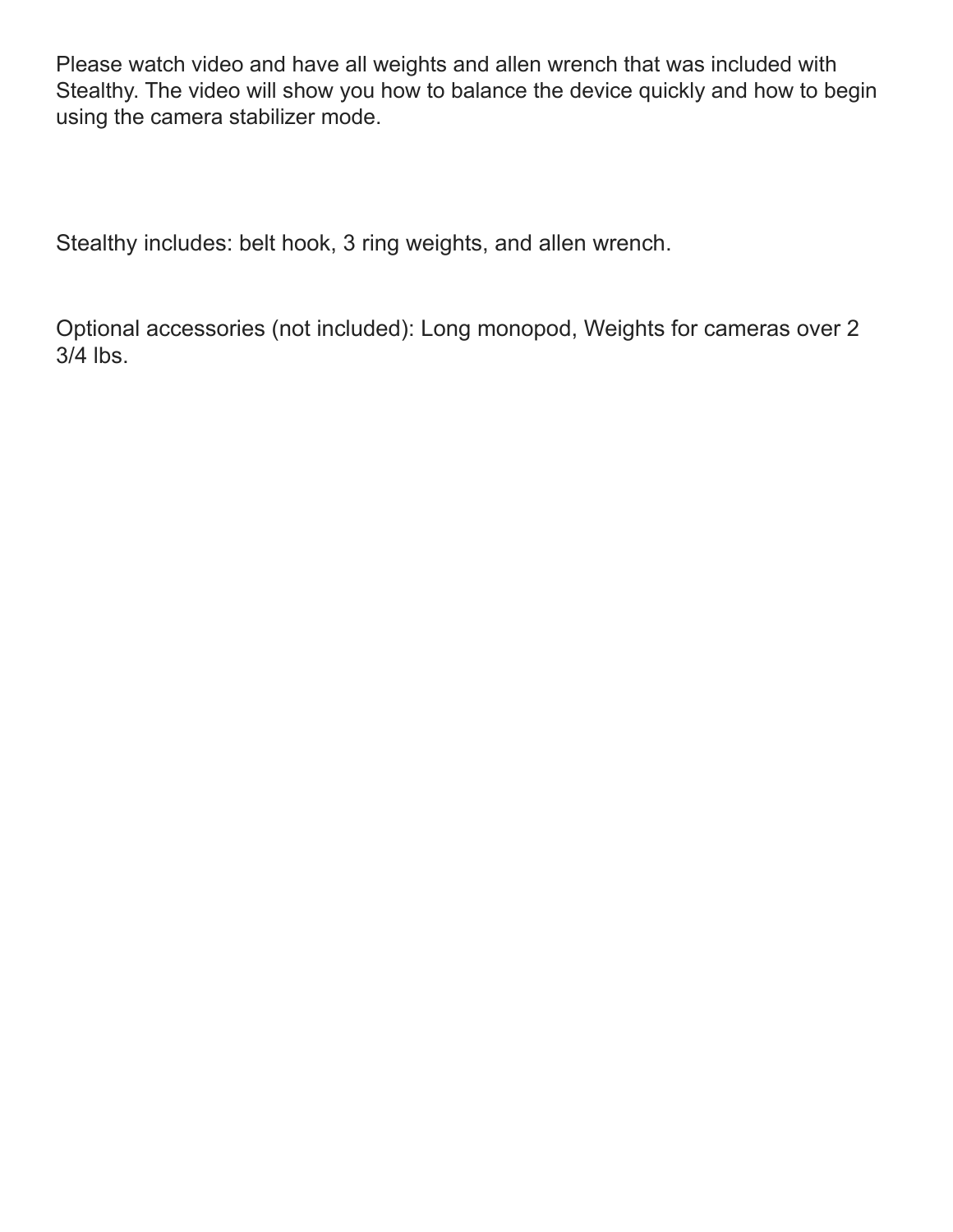Please watch video and have all weights and allen wrench that was included with Stealthy. The video will show you how to balance the device quickly and how to begin using the camera stabilizer mode.

Stealthy includes: belt hook, 3 ring weights, and allen wrench.

Optional accessories (not included): Long monopod, Weights for cameras over 2 3/4 lbs.